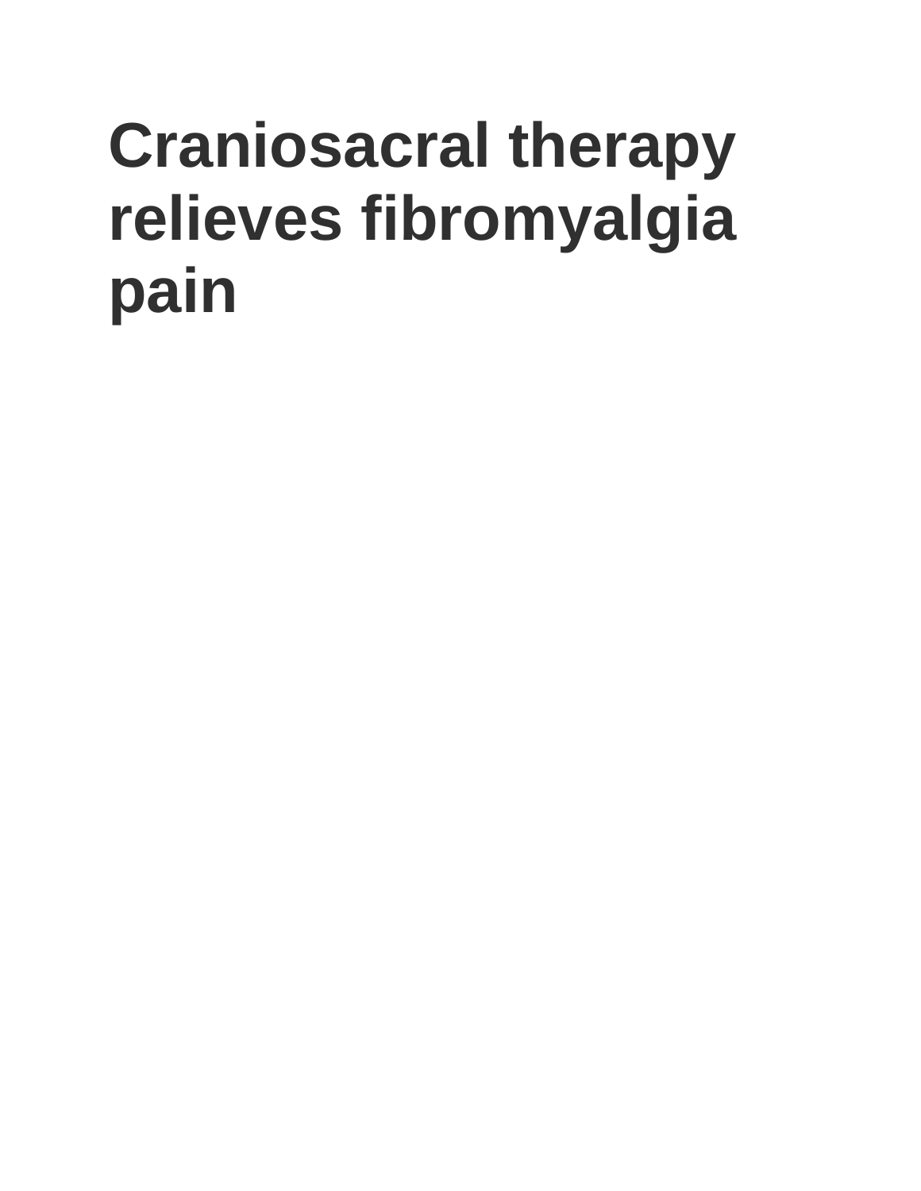# Craniosacral therapy relieves fibromyalgia pain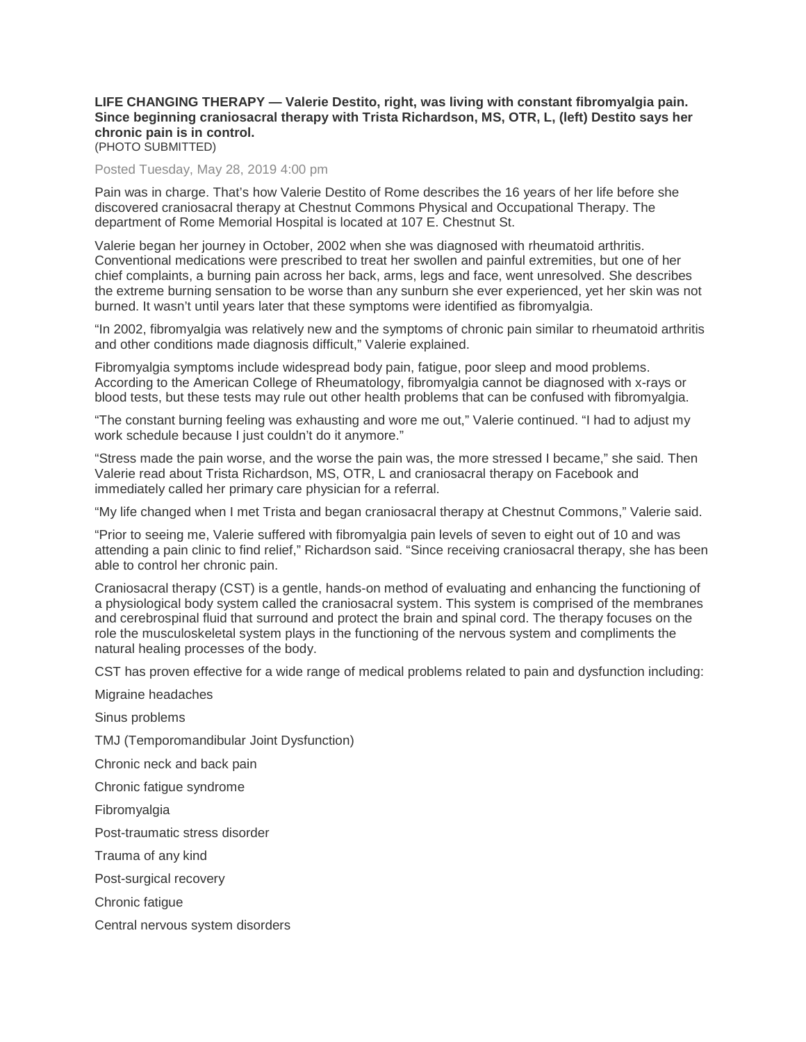**LIFE CHANGING THERAPY — Valerie Destito, right, was living with constant fibromyalgia pain. Since beginning craniosacral therapy with Trista Richardson, MS, OTR, L, (left) Destito says her chronic pain is in control.**
(PHOTO SUBMITTED)

Posted Tuesday, May 28, 2019 4:00 pm

Pain was in charge. That's how Valerie Destito of Rome describes the 16 years of her life before she discovered craniosacral therapy at Chestnut Commons Physical and Occupational Therapy. The department of Rome Memorial Hospital is located at 107 E. Chestnut St.

Valerie began her journey in October, 2002 when she was diagnosed with rheumatoid arthritis. Conventional medications were prescribed to treat her swollen and painful extremities, but one of her chief complaints, a burning pain across her back, arms, legs and face, went unresolved. She describes the extreme burning sensation to be worse than any sunburn she ever experienced, yet her skin was not burned. It wasn't until years later that these symptoms were identified as fibromyalgia.

"In 2002, fibromyalgia was relatively new and the symptoms of chronic pain similar to rheumatoid arthritis and other conditions made diagnosis difficult," Valerie explained.

Fibromyalgia symptoms include widespread body pain, fatigue, poor sleep and mood problems. According to the American College of Rheumatology, fibromyalgia cannot be diagnosed with x-rays or blood tests, but these tests may rule out other health problems that can be confused with fibromyalgia.

"The constant burning feeling was exhausting and wore me out," Valerie continued. "I had to adjust my work schedule because I just couldn't do it anymore."

"Stress made the pain worse, and the worse the pain was, the more stressed I became," she said. Then Valerie read about Trista Richardson, MS, OTR, L and craniosacral therapy on Facebook and immediately called her primary care physician for a referral.

"My life changed when I met Trista and began craniosacral therapy at Chestnut Commons," Valerie said.

"Prior to seeing me, Valerie suffered with fibromyalgia pain levels of seven to eight out of 10 and was attending a pain clinic to find relief," Richardson said. "Since receiving craniosacral therapy, she has been able to control her chronic pain.

Craniosacral therapy (CST) is a gentle, hands-on method of evaluating and enhancing the functioning of a physiological body system called the craniosacral system. This system is comprised of the membranes and cerebrospinal fluid that surround and protect the brain and spinal cord. The therapy focuses on the role the musculoskeletal system plays in the functioning of the nervous system and compliments the natural healing processes of the body.

CST has proven effective for a wide range of medical problems related to pain and dysfunction including:

Migraine headaches

Sinus problems

TMJ (Temporomandibular Joint Dysfunction)

Chronic neck and back pain

Chronic fatigue syndrome

Fibromyalgia

Post-traumatic stress disorder

Trauma of any kind

Post-surgical recovery

Chronic fatigue

Central nervous system disorders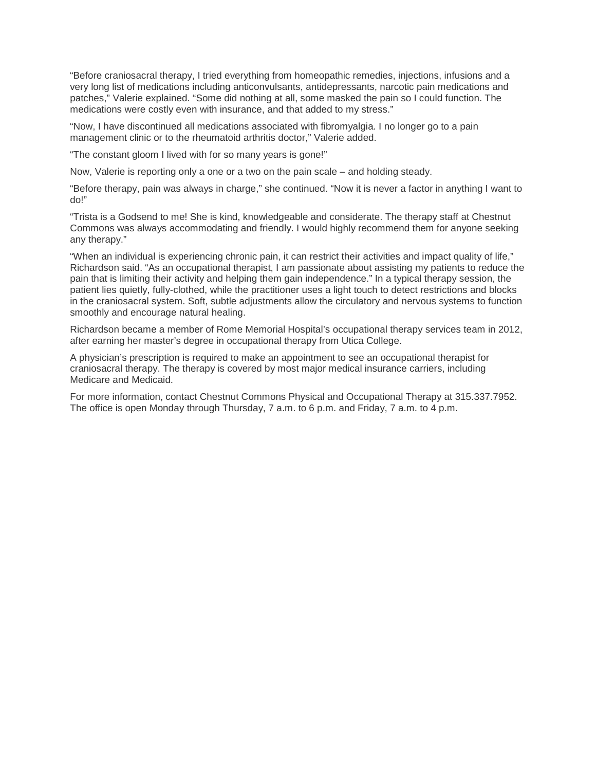"Before craniosacral therapy, I tried everything from homeopathic remedies, injections, infusions and a very long list of medications including anticonvulsants, antidepressants, narcotic pain medications and patches," Valerie explained. "Some did nothing at all, some masked the pain so I could function. The medications were costly even with insurance, and that added to my stress."

"Now, I have discontinued all medications associated with fibromyalgia. I no longer go to a pain management clinic or to the rheumatoid arthritis doctor," Valerie added.

"The constant gloom I lived with for so many years is gone!"

Now, Valerie is reporting only a one or a two on the pain scale – and holding steady.

"Before therapy, pain was always in charge," she continued. "Now it is never a factor in anything I want to do!"

"Trista is a Godsend to me! She is kind, knowledgeable and considerate. The therapy staff at Chestnut Commons was always accommodating and friendly. I would highly recommend them for anyone seeking any therapy."

"When an individual is experiencing chronic pain, it can restrict their activities and impact quality of life," Richardson said. "As an occupational therapist, I am passionate about assisting my patients to reduce the pain that is limiting their activity and helping them gain independence." In a typical therapy session, the patient lies quietly, fully-clothed, while the practitioner uses a light touch to detect restrictions and blocks in the craniosacral system. Soft, subtle adjustments allow the circulatory and nervous systems to function smoothly and encourage natural healing.

Richardson became a member of Rome Memorial Hospital's occupational therapy services team in 2012, after earning her master's degree in occupational therapy from Utica College.

A physician's prescription is required to make an appointment to see an occupational therapist for craniosacral therapy. The therapy is covered by most major medical insurance carriers, including Medicare and Medicaid.

For more information, contact Chestnut Commons Physical and Occupational Therapy at 315.337.7952. The office is open Monday through Thursday, 7 a.m. to 6 p.m. and Friday, 7 a.m. to 4 p.m.